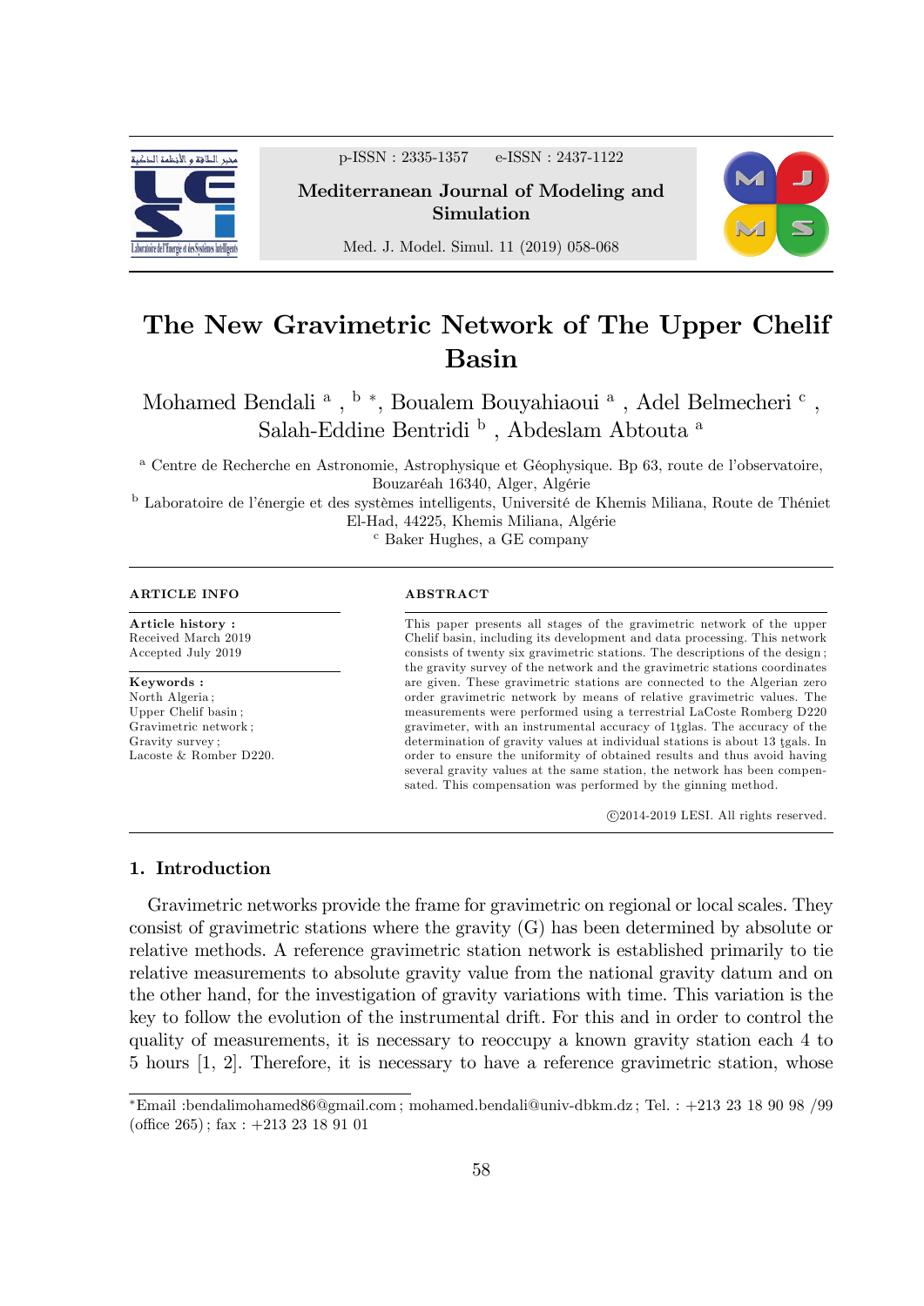# The New Gravimetric Network of The Upper Chelif Basin

Mohamed Bendali [a], [b] *, Boualem Bouyahiaoui [a], Adel Belmecheri [c], Salah-Eddine Bentridi [b], Abdeslam Abtouta [a]

[a] Centre de Recherche en Astronomie, Astrophysique et Géophysique. Bp 63, route de l'observatoire, Bouzaréah 16340, Alger, Algérie

[b] Laboratoire de l'énergie et des systèmes intelligents, Université de Khemis Miliana, Route de Théniet El-Had, 44225, Khemis Miliana, Algérie

[c] Baker Hughes, a GE company

**ARTICLE INFO**

**Article history :**
Received March 2019
Accepted July 2019

**Keywords :**
North Algeria ;
Upper Chelif basin ;
Gravimetric network ;
Gravity survey ;
Lacoste & Romber D220.

**ABSTRACT**

This paper presents all stages of the gravimetric network of the upper Chelif basin, including its development and data processing. This network consists of twenty six gravimetric stations. The descriptions of the design ; the gravity survey of the network and the gravimetric stations coordinates are given. These gravimetric stations are connected to the Algerian zero order gravimetric network by means of relative gravimetric values. The measurements were performed using a terrestrial LaCoste Romberg D220 gravimeter, with an instrumental accuracy of 1ţglas. The accuracy of the determination of gravity values at individual stations is about 13 ţgals. In order to ensure the uniformity of obtained results and thus avoid having several gravity values at the same station, the network has been compensated. This compensation was performed by the ginning method.

©2014-2019 LESI. All rights reserved.

## 1. Introduction

Gravimetric networks provide the frame for gravimetric on regional or local scales. They consist of gravimetric stations where the gravity (G) has been determined by absolute or relative methods. A reference gravimetric station network is established primarily to tie relative measurements to absolute gravity value from the national gravity datum and on the other hand, for the investigation of gravity variations with time. This variation is the key to follow the evolution of the instrumental drift. For this and in order to control the quality of measurements, it is necessary to reoccupy a known gravity station each 4 to 5 hours [1, 2]. Therefore, it is necessary to have a reference gravimetric station, whose

*Email :bendalimohamed86@gmail.com ; mohamed.bendali@univ-dbkm.dz ; Tel. : +213 23 18 90 98 /99 (office 265) ; fax : +213 23 18 91 01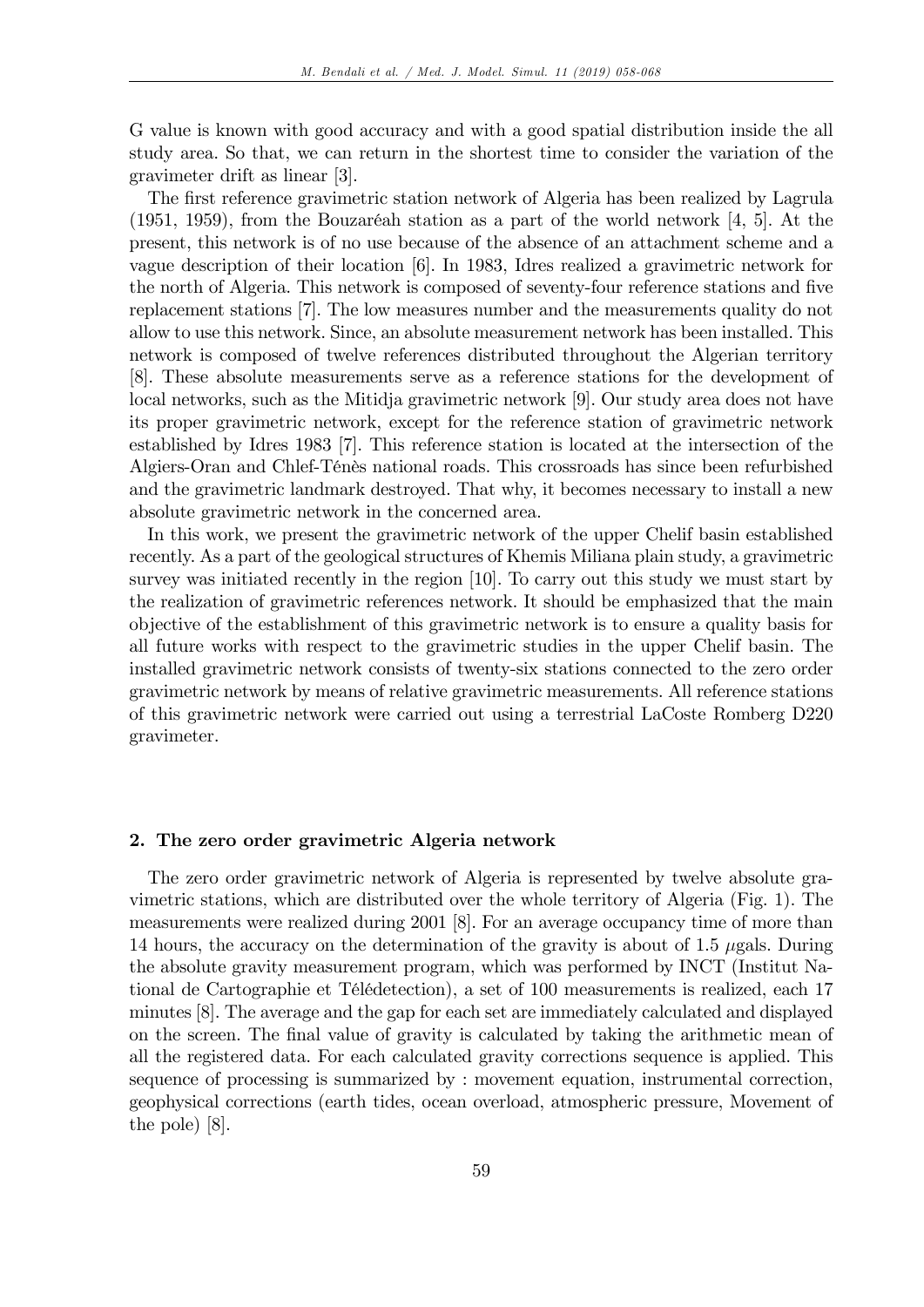G value is known with good accuracy and with a good spatial distribution inside the all study area. So that, we can return in the shortest time to consider the variation of the gravimeter drift as linear [3].

The first reference gravimetric station network of Algeria has been realized by Lagrula (1951, 1959), from the Bouzaréah station as a part of the world network [4, 5]. At the present, this network is of no use because of the absence of an attachment scheme and a vague description of their location [6]. In 1983, Idres realized a gravimetric network for the north of Algeria. This network is composed of seventy-four reference stations and five replacement stations [7]. The low measures number and the measurements quality do not allow to use this network. Since, an absolute measurement network has been installed. This network is composed of twelve references distributed throughout the Algerian territory [8]. These absolute measurements serve as a reference stations for the development of local networks, such as the Mitidja gravimetric network [9]. Our study area does not have its proper gravimetric network, except for the reference station of gravimetric network established by Idres 1983 [7]. This reference station is located at the intersection of the Algiers-Oran and Chlef-Ténès national roads. This crossroads has since been refurbished and the gravimetric landmark destroyed. That why, it becomes necessary to install a new absolute gravimetric network in the concerned area.

In this work, we present the gravimetric network of the upper Chelif basin established recently. As a part of the geological structures of Khemis Miliana plain study, a gravimetric survey was initiated recently in the region [10]. To carry out this study we must start by the realization of gravimetric references network. It should be emphasized that the main objective of the establishment of this gravimetric network is to ensure a quality basis for all future works with respect to the gravimetric studies in the upper Chelif basin. The installed gravimetric network consists of twenty-six stations connected to the zero order gravimetric network by means of relative gravimetric measurements. All reference stations of this gravimetric network were carried out using a terrestrial LaCoste Romberg D220 gravimeter.

## 2. The zero order gravimetric Algeria network

The zero order gravimetric network of Algeria is represented by twelve absolute gravimetric stations, which are distributed over the whole territory of Algeria (Fig. 1). The measurements were realized during 2001 [8]. For an average occupancy time of more than 14 hours, the accuracy on the determination of the gravity is about of 1.5 $\mu$gals. During the absolute gravity measurement program, which was performed by INCT (Institut National de Cartographie et Télédetection), a set of 100 measurements is realized, each 17 minutes [8]. The average and the gap for each set are immediately calculated and displayed on the screen. The final value of gravity is calculated by taking the arithmetic mean of all the registered data. For each calculated gravity corrections sequence is applied. This sequence of processing is summarized by : movement equation, instrumental correction, geophysical corrections (earth tides, ocean overload, atmospheric pressure, Movement of the pole) [8].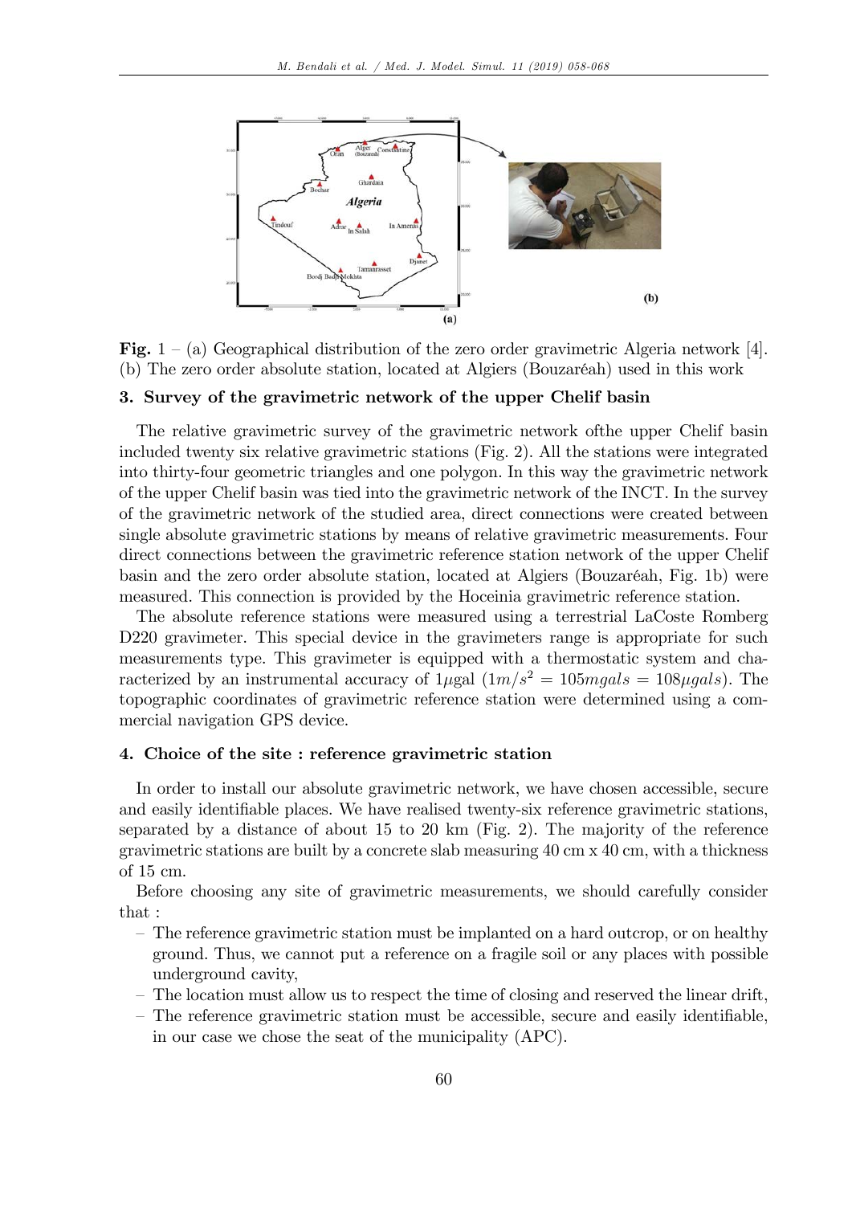**Fig. 1** – (a) Geographical distribution of the zero order gravimetric Algeria network [4]. (b) The zero order absolute station, located at Algiers (Bouzaréah) used in this work

## 3. Survey of the gravimetric network of the upper Chelif basin

The relative gravimetric survey of the gravimetric network ofthe upper Chelif basin included twenty six relative gravimetric stations (Fig. 2). All the stations were integrated into thirty-four geometric triangles and one polygon. In this way the gravimetric network of the upper Chelif basin was tied into the gravimetric network of the INCT. In the survey of the gravimetric network of the studied area, direct connections were created between single absolute gravimetric stations by means of relative gravimetric measurements. Four direct connections between the gravimetric reference station network of the upper Chelif basin and the zero order absolute station, located at Algiers (Bouzaréah, Fig. 1b) were measured. This connection is provided by the Hoceinia gravimetric reference station.

The absolute reference stations were measured using a terrestrial LaCoste Romberg D220 gravimeter. This special device in the gravimeters range is appropriate for such measurements type. This gravimeter is equipped with a thermostatic system and characterized by an instrumental accuracy of 1$\mu$gal ($1 m/s^2 = 105 mgals = 108 \mu gals$). The topographic coordinates of gravimetric reference station were determined using a commercial navigation GPS device.

## 4. Choice of the site : reference gravimetric station

In order to install our absolute gravimetric network, we have chosen accessible, secure and easily identifiable places. We have realised twenty-six reference gravimetric stations, separated by a distance of about 15 to 20 km (Fig. 2). The majority of the reference gravimetric stations are built by a concrete slab measuring 40 cm x 40 cm, with a thickness of 15 cm.

Before choosing any site of gravimetric measurements, we should carefully consider that :

- The reference gravimetric station must be implanted on a hard outcrop, or on healthy ground. Thus, we cannot put a reference on a fragile soil or any places with possible underground cavity,
- The location must allow us to respect the time of closing and reserved the linear drift,
- The reference gravimetric station must be accessible, secure and easily identifiable, in our case we chose the seat of the municipality (APC).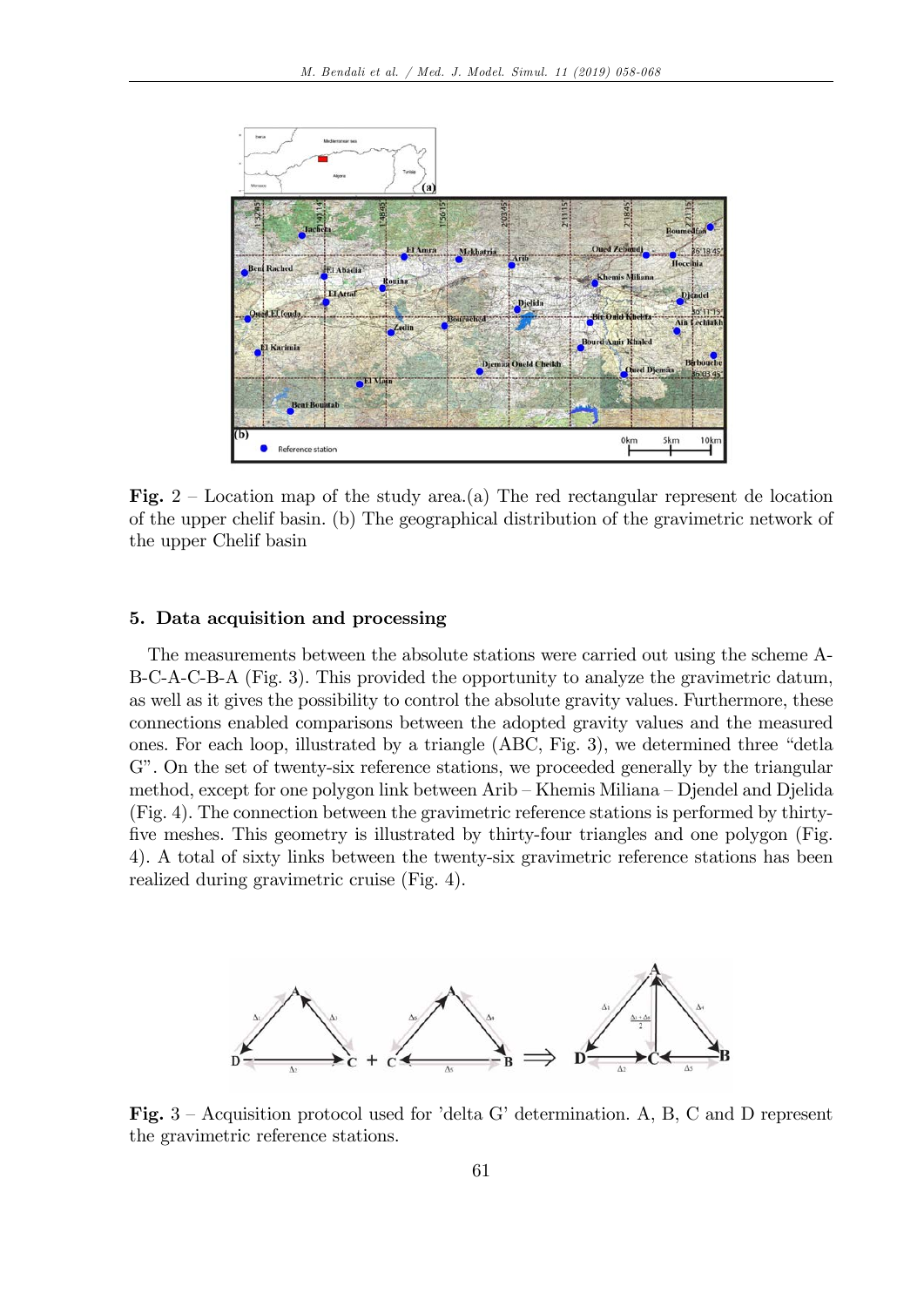**Fig.** 2 – Location map of the study area.(a) The red rectangular represent de location of the upper chelif basin. (b) The geographical distribution of the gravimetric network of the upper Chelif basin

## 5. Data acquisition and processing

The measurements between the absolute stations were carried out using the scheme A-B-C-A-C-B-A (Fig. 3). This provided the opportunity to analyze the gravimetric datum, as well as it gives the possibility to control the absolute gravity values. Furthermore, these connections enabled comparisons between the adopted gravity values and the measured ones. For each loop, illustrated by a triangle (ABC, Fig. 3), we determined three "detla G". On the set of twenty-six reference stations, we proceeded generally by the triangular method, except for one polygon link between Arib – Khemis Miliana – Djendel and Djelida (Fig. 4). The connection between the gravimetric reference stations is performed by thirty-five meshes. This geometry is illustrated by thirty-four triangles and one polygon (Fig. 4). A total of sixty links between the twenty-six gravimetric reference stations has been realized during gravimetric cruise (Fig. 4).

**Fig.** 3 – Acquisition protocol used for 'delta G' determination. A, B, C and D represent the gravimetric reference stations.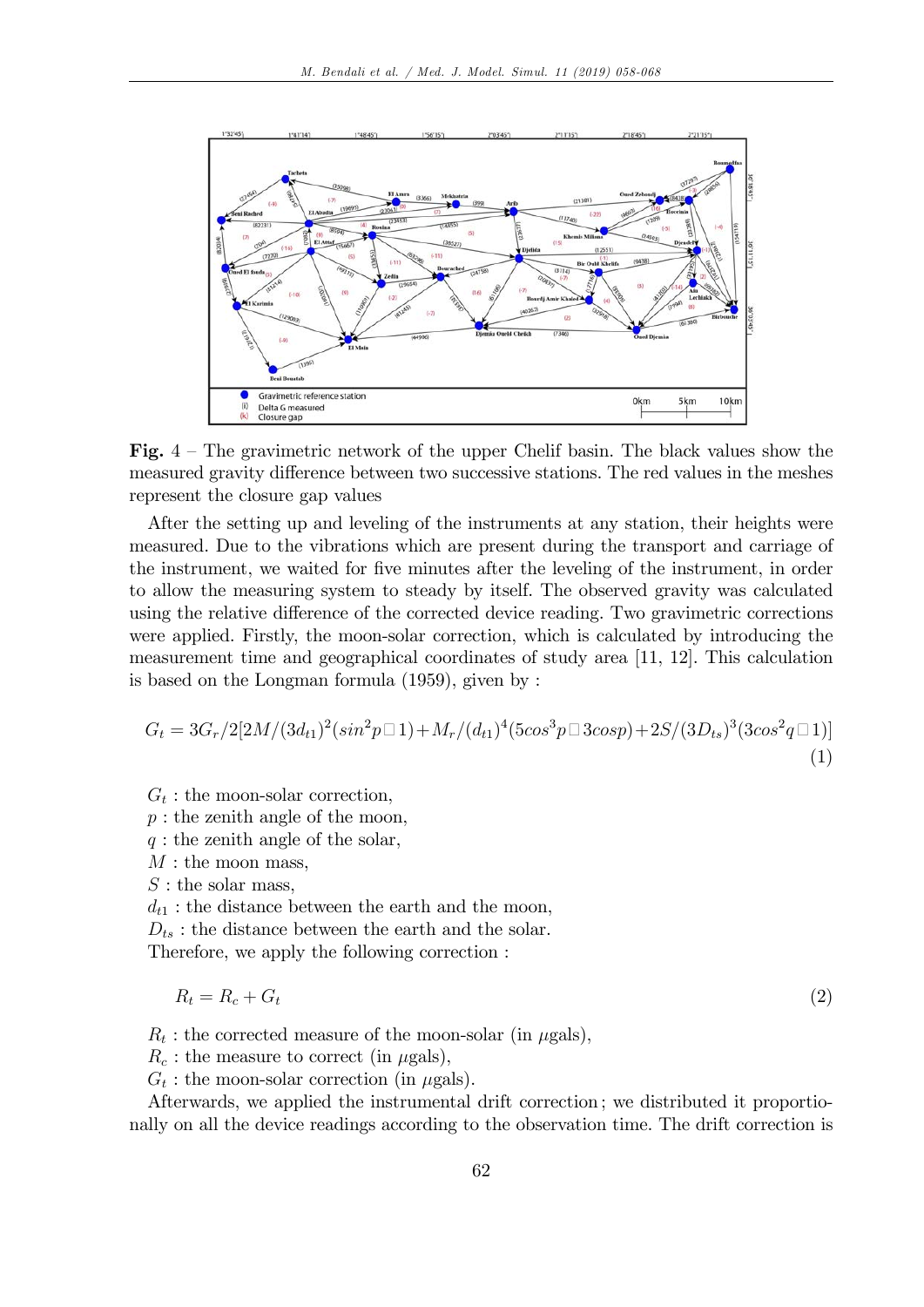**Fig.** 4 – The gravimetric network of the upper Chelif basin. The black values show the measured gravity difference between two successive stations. The red values in the meshes represent the closure gap values

After the setting up and leveling of the instruments at any station, their heights were measured. Due to the vibrations which are present during the transport and carriage of the instrument, we waited for five minutes after the leveling of the instrument, in order to allow the measuring system to steady by itself. The observed gravity was calculated using the relative difference of the corrected device reading. Two gravimetric corrections were applied. Firstly, the moon-solar correction, which is calculated by introducing the measurement time and geographical coordinates of study area [11, 12]. This calculation is based on the Longman formula (1959), given by :

$$G_t = 3G_r/2[2M/(3d_{t1})^2(sin^2p\square 1)+M_r/(d_{t1})^4(5cos^3p\square 3cosp)+2S/(3D_{ts})^3(3cos^2q\square 1)] \quad (1)$$

$G_t$ : the moon-solar correction,
$p$ : the zenith angle of the moon,
$q$ : the zenith angle of the solar,
$M$ : the moon mass,
$S$ : the solar mass,
$d_{t1}$ : the distance between the earth and the moon,
$D_{ts}$ : the distance between the earth and the solar.
Therefore, we apply the following correction :

$$R_t = R_c + G_t \quad (2)$$

$R_t$ : the corrected measure of the moon-solar (in $\mu$gals),
$R_c$ : the measure to correct (in $\mu$gals),
$G_t$ : the moon-solar correction (in $\mu$gals).
Afterwards, we applied the instrumental drift correction; we distributed it proportionally on all the device readings according to the observation time. The drift correction is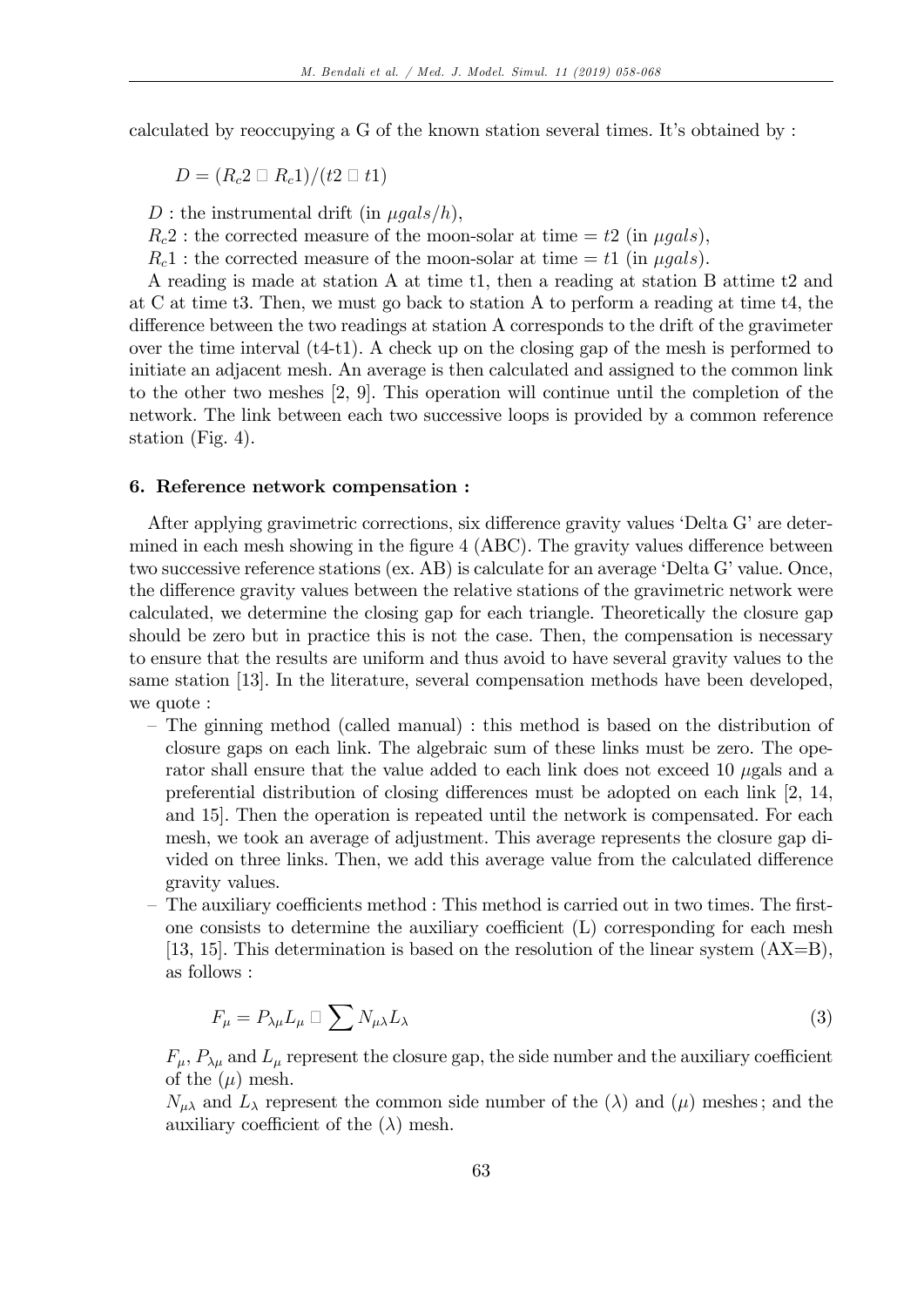calculated by reoccupying a G of the known station several times. It's obtained by :

$D = (R_c2 \square R_c1)/(t2 \square t1)$

$D$ : the instrumental drift (in $\mu gals/h$),

$R_c2$ : the corrected measure of the moon-solar at time $= t2$ (in $\mu gals$),

$R_c1$ : the corrected measure of the moon-solar at time $= t1$ (in $\mu gals$).

A reading is made at station A at time t1, then a reading at station B attime t2 and at C at time t3. Then, we must go back to station A to perform a reading at time t4, the difference between the two readings at station A corresponds to the drift of the gravimeter over the time interval (t4-t1). A check up on the closing gap of the mesh is performed to initiate an adjacent mesh. An average is then calculated and assigned to the common link to the other two meshes [2, 9]. This operation will continue until the completion of the network. The link between each two successive loops is provided by a common reference station (Fig. 4).

## 6. Reference network compensation :

After applying gravimetric corrections, six difference gravity values 'Delta G' are determined in each mesh showing in the figure 4 (ABC). The gravity values difference between two successive reference stations (ex. AB) is calculate for an average 'Delta G' value. Once, the difference gravity values between the relative stations of the gravimetric network were calculated, we determine the closing gap for each triangle. Theoretically the closure gap should be zero but in practice this is not the case. Then, the compensation is necessary to ensure that the results are uniform and thus avoid to have several gravity values to the same station [13]. In the literature, several compensation methods have been developed, we quote :

- The ginning method (called manual) : this method is based on the distribution of closure gaps on each link. The algebraic sum of these links must be zero. The operator shall ensure that the value added to each link does not exceed 10 $\mu$gals and a preferential distribution of closing differences must be adopted on each link [2, 14, and 15]. Then the operation is repeated until the network is compensated. For each mesh, we took an average of adjustment. This average represents the closure gap divided on three links. Then, we add this average value from the calculated difference gravity values.
- The auxiliary coefficients method : This method is carried out in two times. The first-one consists to determine the auxiliary coefficient (L) corresponding for each mesh [13, 15]. This determination is based on the resolution of the linear system (AX=B), as follows :

$$F_\mu = P_{\lambda\mu} L_\mu \square \sum N_{\mu\lambda} L_\lambda \tag{3}$$

$F_\mu$, $P_{\lambda\mu}$ and $L_\mu$ represent the closure gap, the side number and the auxiliary coefficient of the $(\mu)$ mesh.

$N_{\mu\lambda}$ and $L_\lambda$ represent the common side number of the $(\lambda)$ and $(\mu)$ meshes; and the auxiliary coefficient of the $(\lambda)$ mesh.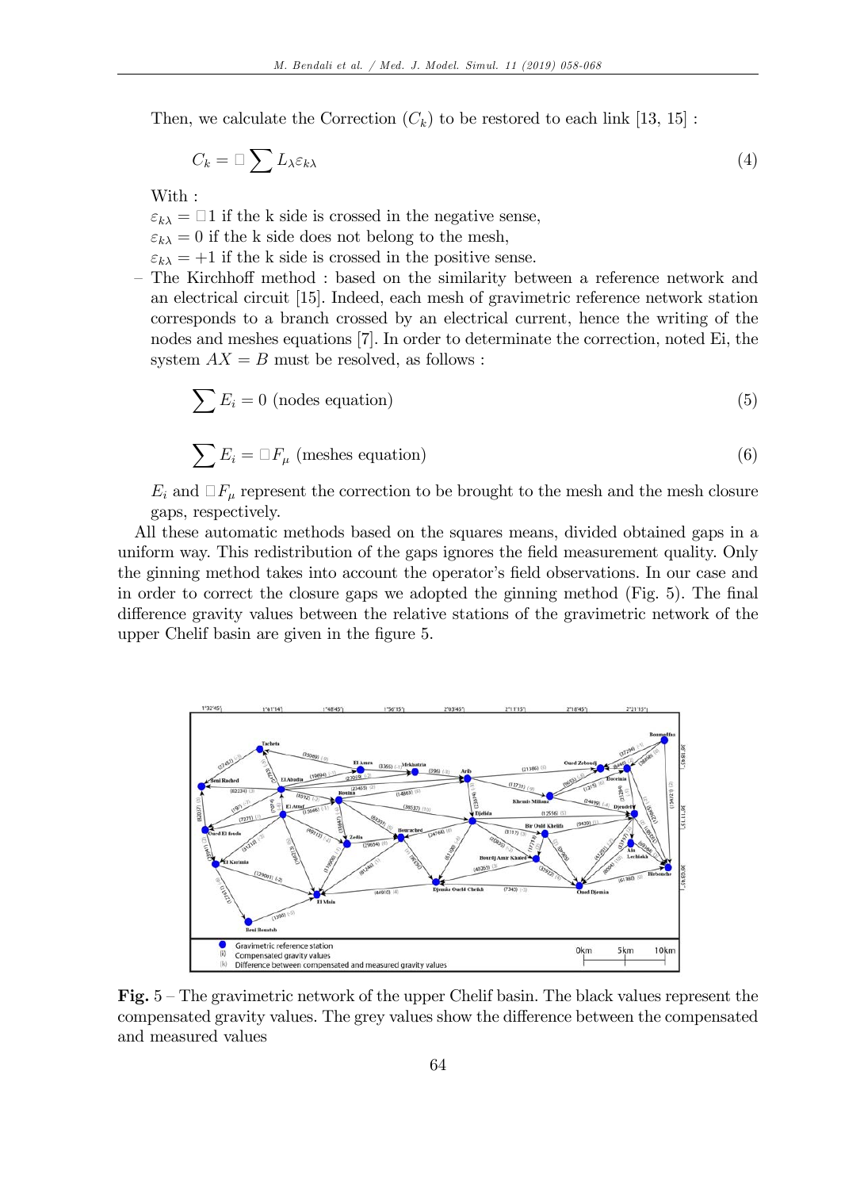Then, we calculate the Correction ($C_k$) to be restored to each link [13, 15] :

$$C_k = \Box \sum L_\lambda \varepsilon_{k\lambda} \tag{4}$$

With :

$\varepsilon_{k\lambda} = \Box 1$ if the k side is crossed in the negative sense,

$\varepsilon_{k\lambda} = 0$ if the k side does not belong to the mesh,

$\varepsilon_{k\lambda} = +1$ if the k side is crossed in the positive sense.

– The Kirchhoff method : based on the similarity between a reference network and an electrical circuit [15]. Indeed, each mesh of gravimetric reference network station corresponds to a branch crossed by an electrical current, hence the writing of the nodes and meshes equations [7]. In order to determinate the correction, noted Ei, the system $AX = B$ must be resolved, as follows :

$$\sum E_i = 0 \text{ (nodes equation)} \tag{5}$$

$$\sum E_i = \Box F_\mu \text{ (meshes equation)} \tag{6}$$

$E_i$ and $\Box F_\mu$ represent the correction to be brought to the mesh and the mesh closure gaps, respectively.

All these automatic methods based on the squares means, divided obtained gaps in a uniform way. This redistribution of the gaps ignores the field measurement quality. Only the ginning method takes into account the operator's field observations. In our case and in order to correct the closure gaps we adopted the ginning method (Fig. 5). The final difference gravity values between the relative stations of the gravimetric network of the upper Chelif basin are given in the figure 5.

**Fig.** 5 – The gravimetric network of the upper Chelif basin. The black values represent the compensated gravity values. The grey values show the difference between the compensated and measured values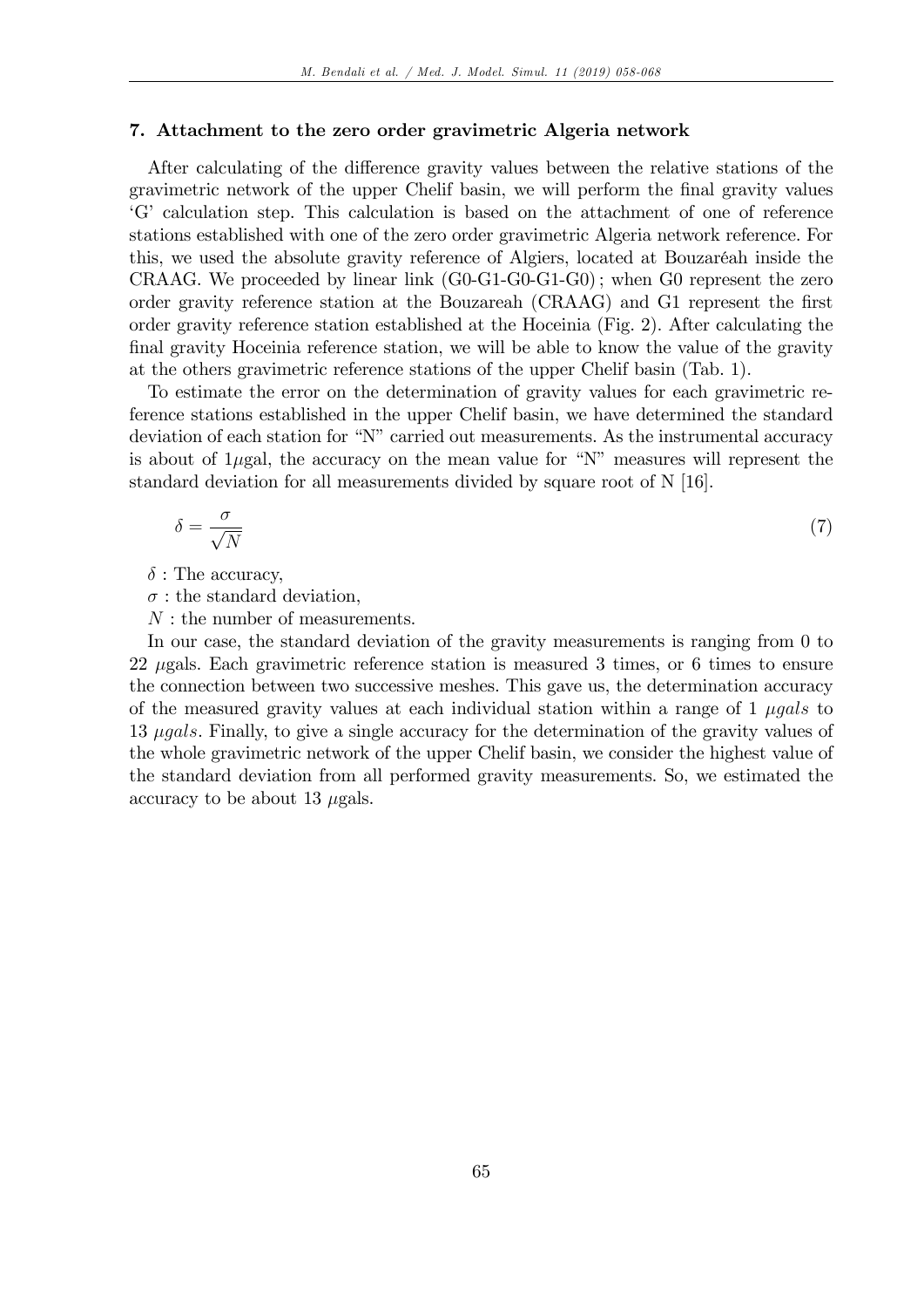## 7. Attachment to the zero order gravimetric Algeria network

After calculating of the difference gravity values between the relative stations of the gravimetric network of the upper Chelif basin, we will perform the final gravity values 'G' calculation step. This calculation is based on the attachment of one of reference stations established with one of the zero order gravimetric Algeria network reference. For this, we used the absolute gravity reference of Algiers, located at Bouzaréah inside the CRAAG. We proceeded by linear link (G0-G1-G0-G1-G0) ; when G0 represent the zero order gravity reference station at the Bouzareah (CRAAG) and G1 represent the first order gravity reference station established at the Hoceinia (Fig. 2). After calculating the final gravity Hoceinia reference station, we will be able to know the value of the gravity at the others gravimetric reference stations of the upper Chelif basin (Tab. 1).

To estimate the error on the determination of gravity values for each gravimetric reference stations established in the upper Chelif basin, we have determined the standard deviation of each station for "N" carried out measurements. As the instrumental accuracy is about of 1$\mu$gal, the accuracy on the mean value for "N" measures will represent the standard deviation for all measurements divided by square root of N [16].

$$\delta = \frac{\sigma}{\sqrt{N}} \tag{7}$$

$\delta$ : The accuracy,

$\sigma$ : the standard deviation,

$N$ : the number of measurements.

In our case, the standard deviation of the gravity measurements is ranging from 0 to 22 $\mu$gals. Each gravimetric reference station is measured 3 times, or 6 times to ensure the connection between two successive meshes. This gave us, the determination accuracy of the measured gravity values at each individual station within a range of 1 $\mu gals$ to 13 $\mu gals$. Finally, to give a single accuracy for the determination of the gravity values of the whole gravimetric network of the upper Chelif basin, we consider the highest value of the standard deviation from all performed gravity measurements. So, we estimated the accuracy to be about 13 $\mu$gals.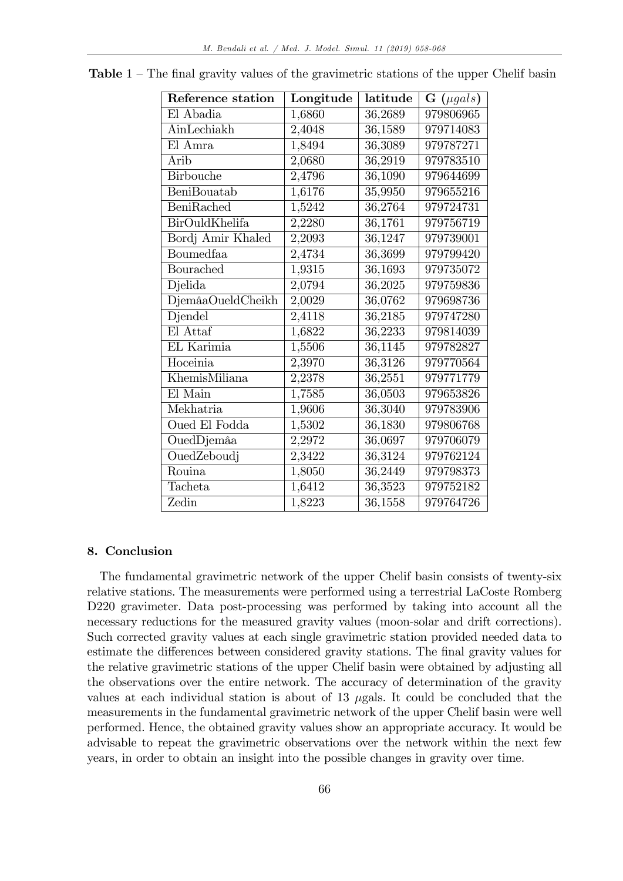**Table 1** – The final gravity values of the gravimetric stations of the upper Chelif basin

| **Reference station** | **Longitude** | **latitude** | **G** ($\mu gals$) |
|---|---|---|---|
| El Abadia | 1,6860 | 36,2689 | 979806965 |
| AinLechiakh | 2,4048 | 36,1589 | 979714083 |
| El Amra | 1,8494 | 36,3089 | 979787271 |
| Arib | 2,0680 | 36,2919 | 979783510 |
| Birbouche | 2,4796 | 36,1090 | 979644699 |
| BeniBouatab | 1,6176 | 35,9950 | 979655216 |
| BeniRached | 1,5242 | 36,2764 | 979724731 |
| BirOuldKhelifa | 2,2280 | 36,1761 | 979756719 |
| Bordj Amir Khaled | 2,2093 | 36,1247 | 979739001 |
| Boumedfaa | 2,4734 | 36,3699 | 979799420 |
| Bourached | 1,9315 | 36,1693 | 979735072 |
| Djelida | 2,0794 | 36,2025 | 979759836 |
| DjemâaOueldCheikh | 2,0029 | 36,0762 | 979698736 |
| Djendel | 2,4118 | 36,2185 | 979747280 |
| El Attaf | 1,6822 | 36,2233 | 979814039 |
| EL Karimia | 1,5506 | 36,1145 | 979782827 |
| Hoceinia | 2,3970 | 36,3126 | 979770564 |
| KhemisMiliana | 2,2378 | 36,2551 | 979771779 |
| El Main | 1,7585 | 36,0503 | 979653826 |
| Mekhatria | 1,9606 | 36,3040 | 979783906 |
| Oued El Fodda | 1,5302 | 36,1830 | 979806768 |
| OuedDjemâa | 2,2972 | 36,0697 | 979706079 |
| OuedZeboudj | 2,3422 | 36,3124 | 979762124 |
| Rouina | 1,8050 | 36,2449 | 979798373 |
| Tacheta | 1,6412 | 36,3523 | 979752182 |
| Zedin | 1,8223 | 36,1558 | 979764726 |

## 8. Conclusion

The fundamental gravimetric network of the upper Chelif basin consists of twenty-six relative stations. The measurements were performed using a terrestrial LaCoste Romberg D220 gravimeter. Data post-processing was performed by taking into account all the necessary reductions for the measured gravity values (moon-solar and drift corrections). Such corrected gravity values at each single gravimetric station provided needed data to estimate the differences between considered gravity stations. The final gravity values for the relative gravimetric stations of the upper Chelif basin were obtained by adjusting all the observations over the entire network. The accuracy of determination of the gravity values at each individual station is about of 13 $\mu$gals. It could be concluded that the measurements in the fundamental gravimetric network of the upper Chelif basin were well performed. Hence, the obtained gravity values show an appropriate accuracy. It would be advisable to repeat the gravimetric observations over the network within the next few years, in order to obtain an insight into the possible changes in gravity over time.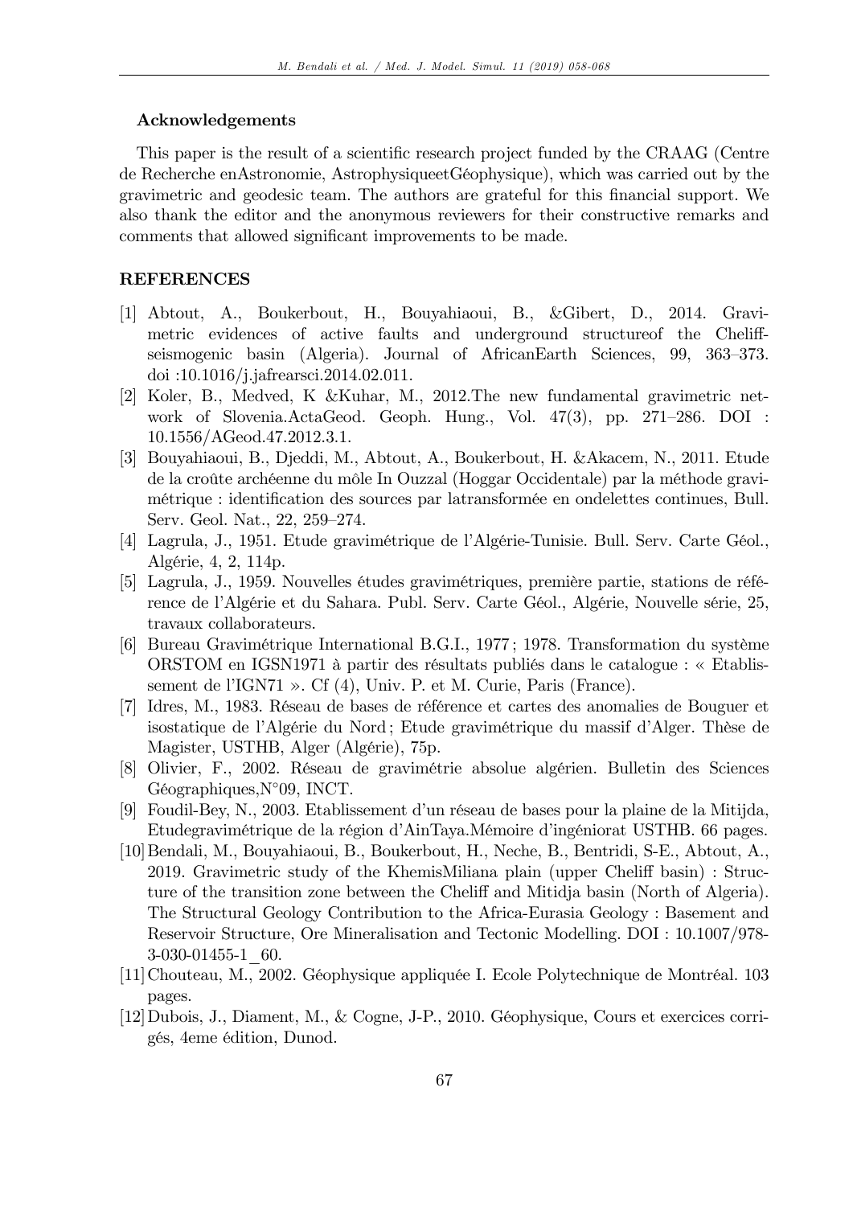### Acknowledgements

This paper is the result of a scientific research project funded by the CRAAG (Centre de Recherche enAstronomie, AstrophysiqueetGéophysique), which was carried out by the gravimetric and geodesic team. The authors are grateful for this financial support. We also thank the editor and the anonymous reviewers for their constructive remarks and comments that allowed significant improvements to be made.

### REFERENCES

[1] Abtout, A., Boukerbout, H., Bouyahiaoui, B., &Gibert, D., 2014. Gravimetric evidences of active faults and underground structureof the Cheliff-seismogenic basin (Algeria). Journal of AfricanEarth Sciences, 99, 363–373. doi :10.1016/j.jafrearsci.2014.02.011.

[2] Koler, B., Medved, K &Kuhar, M., 2012.The new fundamental gravimetric network of Slovenia.ActaGeod. Geoph. Hung., Vol. 47(3), pp. 271–286. DOI : 10.1556/AGeod.47.2012.3.1.

[3] Bouyahiaoui, B., Djeddi, M., Abtout, A., Boukerbout, H. &Akacem, N., 2011. Etude de la croûte archéenne du môle In Ouzzal (Hoggar Occidentale) par la méthode gravimétrique : identification des sources par latransformée en ondelettes continues, Bull. Serv. Geol. Nat., 22, 259–274.

[4] Lagrula, J., 1951. Etude gravimétrique de l'Algérie-Tunisie. Bull. Serv. Carte Géol., Algérie, 4, 2, 114p.

[5] Lagrula, J., 1959. Nouvelles études gravimétriques, première partie, stations de référence de l'Algérie et du Sahara. Publ. Serv. Carte Géol., Algérie, Nouvelle série, 25, travaux collaborateurs.

[6] Bureau Gravimétrique International B.G.I., 1977; 1978. Transformation du système ORSTOM en IGSN1971 à partir des résultats publiés dans le catalogue : « Etablissement de l'IGN71 ». Cf (4), Univ. P. et M. Curie, Paris (France).

[7] Idres, M., 1983. Réseau de bases de référence et cartes des anomalies de Bouguer et isostatique de l'Algérie du Nord; Etude gravimétrique du massif d'Alger. Thèse de Magister, USTHB, Alger (Algérie), 75p.

[8] Olivier, F., 2002. Réseau de gravimétrie absolue algérien. Bulletin des Sciences Géographiques,N°09, INCT.

[9] Foudil-Bey, N., 2003. Etablissement d'un réseau de bases pour la plaine de la Mitijda, Etudegravimétrique de la région d'AinTaya.Mémoire d'ingéniorat USTHB. 66 pages.

[10] Bendali, M., Bouyahiaoui, B., Boukerbout, H., Neche, B., Bentridi, S-E., Abtout, A., 2019. Gravimetric study of the KhemisMiliana plain (upper Cheliff basin) : Structure of the transition zone between the Cheliff and Mitidja basin (North of Algeria). The Structural Geology Contribution to the Africa-Eurasia Geology : Basement and Reservoir Structure, Ore Mineralisation and Tectonic Modelling. DOI : 10.1007/978-3-030-01455-1_60.

[11] Chouteau, M., 2002. Géophysique appliquée I. Ecole Polytechnique de Montréal. 103 pages.

[12] Dubois, J., Diament, M., & Cogne, J-P., 2010. Géophysique, Cours et exercices corrigés, 4eme édition, Dunod.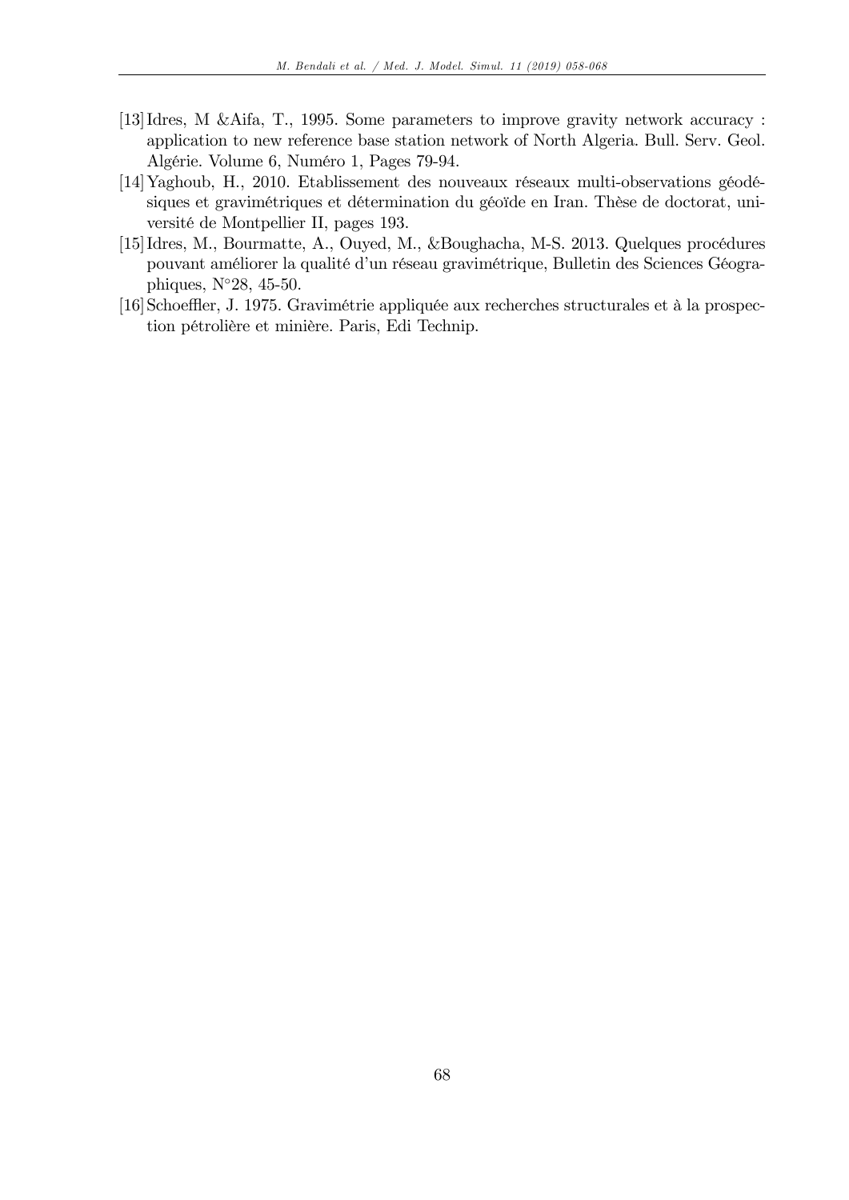[13] Idres, M &Aifa, T., 1995. Some parameters to improve gravity network accuracy : application to new reference base station network of North Algeria. Bull. Serv. Geol. Algérie. Volume 6, Numéro 1, Pages 79-94.

[14] Yaghoub, H., 2010. Etablissement des nouveaux réseaux multi-observations géodésiques et gravimétriques et détermination du géoïde en Iran. Thèse de doctorat, université de Montpellier II, pages 193.

[15] Idres, M., Bourmatte, A., Ouyed, M., &Boughacha, M-S. 2013. Quelques procédures pouvant améliorer la qualité d'un réseau gravimétrique, Bulletin des Sciences Géographiques, N°28, 45-50.

[16] Schoeffler, J. 1975. Gravimétrie appliquée aux recherches structurales et à la prospection pétrolière et minière. Paris, Edi Technip.